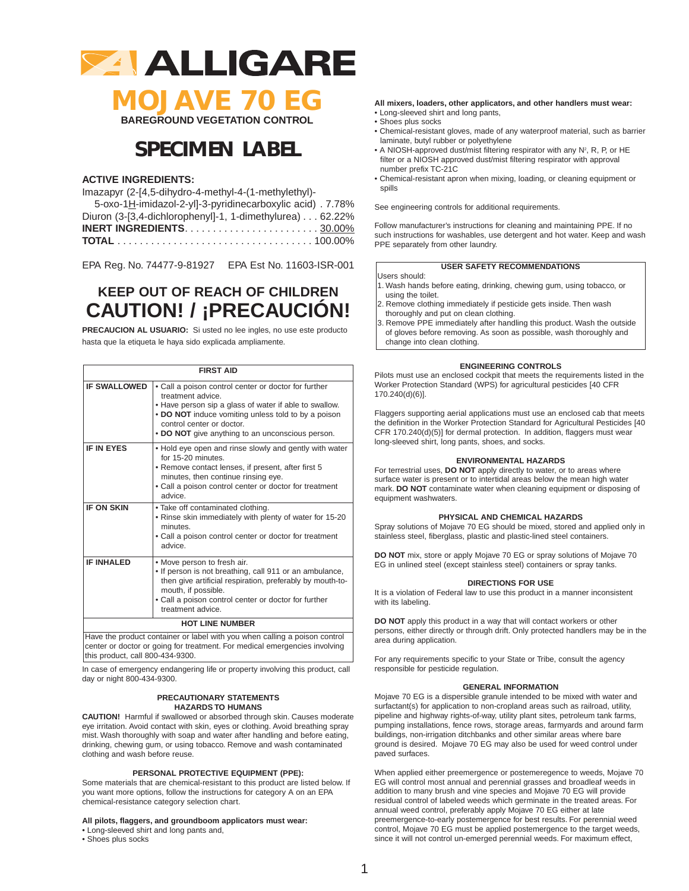# ALLIGARE

# MOJAVE 70 EG

**BAREGROUND VEGETATION CONTROL**

## SPECIMEN LABEL

**ACTIVE INGREDIENTS:**

Imazapyr (2-[4,5-dihydro-4-methyl-4-(1-methylethyl)-5-oxo-1H-imidazol-2-yl]-3-pyridinecarboxylic acid) . 7.78%
Diuron (3-[3,4-dichlorophenyl]-1, 1-dimethylurea) . . . 62.22%
**INERT INGREDIENTS**. . . . . . . . . . . . . . . . . . . . . . . . 30.00%
**TOTAL** . . . . . . . . . . . . . . . . . . . . . . . . . . . . . . . . . . . 100.00%

EPA Reg. No. 74477-9-81927 EPA Est No. 11603-ISR-001

## KEEP OUT OF REACH OF CHILDREN

## CAUTION! / ¡PRECAUCIÓN!

**PRECAUCION AL USUARIO:** Si usted no lee ingles, no use este producto hasta que la etiqueta le haya sido explicada ampliamente.

| FIRST AID | |
|---|---|
| **IF SWALLOWED** | • Call a poison control center or doctor for further treatment advice.<br>• Have person sip a glass of water if able to swallow.<br>• **DO NOT** induce vomiting unless told to by a poison control center or doctor.<br>• **DO NOT** give anything to an unconscious person. |
| **IF IN EYES** | • Hold eye open and rinse slowly and gently with water for 15-20 minutes.<br>• Remove contact lenses, if present, after first 5 minutes, then continue rinsing eye.<br>• Call a poison control center or doctor for treatment advice. |
| **IF ON SKIN** | • Take off contaminated clothing.<br>• Rinse skin immediately with plenty of water for 15-20 minutes.<br>• Call a poison control center or doctor for treatment advice. |
| **IF INHALED** | • Move person to fresh air.<br>• If person is not breathing, call 911 or an ambulance, then give artificial respiration, preferably by mouth-to-mouth, if possible.<br>• Call a poison control center or doctor for further treatment advice. |
| **HOT LINE NUMBER** | |
| Have the product container or label with you when calling a poison control center or doctor or going for treatment. For medical emergencies involving this product, call 800-434-9300. | |

In case of emergency endangering life or property involving this product, call day or night 800-434-9300.

### PRECAUTIONARY STATEMENTS
### HAZARDS TO HUMANS

**CAUTION!** Harmful if swallowed or absorbed through skin. Causes moderate eye irritation. Avoid contact with skin, eyes or clothing. Avoid breathing spray mist. Wash thoroughly with soap and water after handling and before eating, drinking, chewing gum, or using tobacco. Remove and wash contaminated clothing and wash before reuse.

### PERSONAL PROTECTIVE EQUIPMENT (PPE):

Some materials that are chemical-resistant to this product are listed below. If you want more options, follow the instructions for category A on an EPA chemical-resistance category selection chart.

**All pilots, flaggers, and groundboom applicators must wear:**

- Long-sleeved shirt and long pants and,
- Shoes plus socks

**All mixers, loaders, other applicators, and other handlers must wear:**

- Long-sleeved shirt and long pants,
- Shoes plus socks
- Chemical-resistant gloves, made of any waterproof material, such as barrier laminate, butyl rubber or polyethylene
- A NIOSH-approved dust/mist filtering respirator with any N[2], R, P, or HE filter or a NIOSH approved dust/mist filtering respirator with approval number prefix TC-21C
- Chemical-resistant apron when mixing, loading, or cleaning equipment or spills

See engineering controls for additional requirements.

Follow manufacturer's instructions for cleaning and maintaining PPE. If no such instructions for washables, use detergent and hot water. Keep and wash PPE separately from other laundry.

### USER SAFETY RECOMMENDATIONS

Users should:

1. Wash hands before eating, drinking, chewing gum, using tobacco, or using the toilet.
2. Remove clothing immediately if pesticide gets inside. Then wash thoroughly and put on clean clothing.
3. Remove PPE immediately after handling this product. Wash the outside of gloves before removing. As soon as possible, wash thoroughly and change into clean clothing.

### ENGINEERING CONTROLS

Pilots must use an enclosed cockpit that meets the requirements listed in the Worker Protection Standard (WPS) for agricultural pesticides [40 CFR 170.240(d)(6)].

Flaggers supporting aerial applications must use an enclosed cab that meets the definition in the Worker Protection Standard for Agricultural Pesticides [40 CFR 170.240(d)(5)] for dermal protection. In addition, flaggers must wear long-sleeved shirt, long pants, shoes, and socks.

### ENVIRONMENTAL HAZARDS

For terrestrial uses, **DO NOT** apply directly to water, or to areas where surface water is present or to intertidal areas below the mean high water mark. **DO NOT** contaminate water when cleaning equipment or disposing of equipment washwaters.

### PHYSICAL AND CHEMICAL HAZARDS

Spray solutions of Mojave 70 EG should be mixed, stored and applied only in stainless steel, fiberglass, plastic and plastic-lined steel containers.

**DO NOT** mix, store or apply Mojave 70 EG or spray solutions of Mojave 70 EG in unlined steel (except stainless steel) containers or spray tanks.

### DIRECTIONS FOR USE

It is a violation of Federal law to use this product in a manner inconsistent with its labeling.

**DO NOT** apply this product in a way that will contact workers or other persons, either directly or through drift. Only protected handlers may be in the area during application.

For any requirements specific to your State or Tribe, consult the agency responsible for pesticide regulation.

### GENERAL INFORMATION

Mojave 70 EG is a dispersible granule intended to be mixed with water and surfactant(s) for application to non-cropland areas such as railroad, utility, pipeline and highway rights-of-way, utility plant sites, petroleum tank farms, pumping installations, fence rows, storage areas, farmyards and around farm buildings, non-irrigation ditchbanks and other similar areas where bare ground is desired. Mojave 70 EG may also be used for weed control under paved surfaces.

When applied either preemergence or postemeregence to weeds, Mojave 70 EG will control most annual and perennial grasses and broadleaf weeds in addition to many brush and vine species and Mojave 70 EG will provide residual control of labeled weeds which germinate in the treated areas. For annual weed control, preferably apply Mojave 70 EG either at late preemergence-to-early postemergence for best results. For perennial weed control, Mojave 70 EG must be applied postemergence to the target weeds, since it will not control un-emerged perennial weeds. For maximum effect,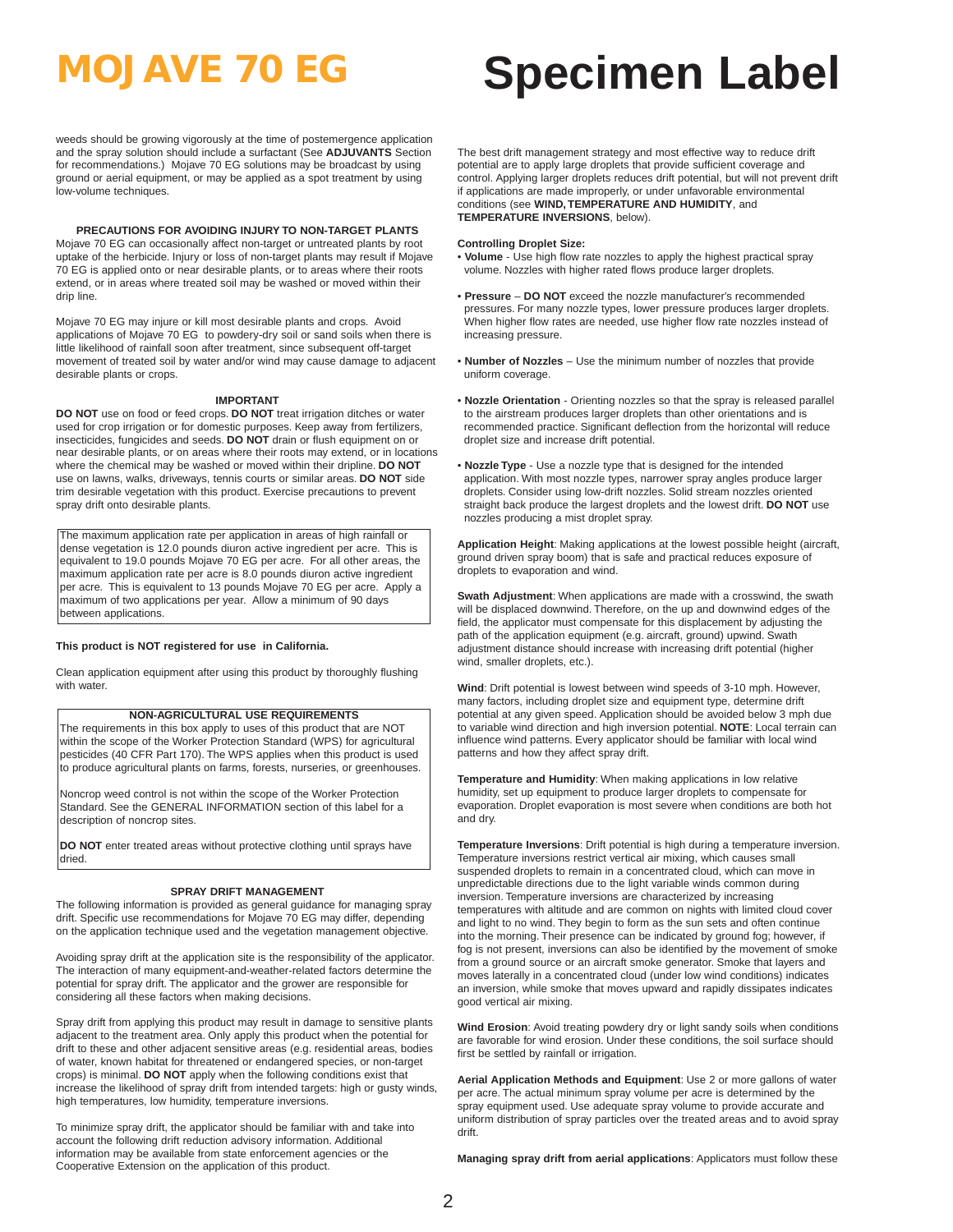weeds should be growing vigorously at the time of postemergence application and the spray solution should include a surfactant (See **ADJUVANTS** Section for recommendations.) Mojave 70 EG solutions may be broadcast by using ground or aerial equipment, or may be applied as a spot treatment by using low-volume techniques.

### PRECAUTIONS FOR AVOIDING INJURY TO NON-TARGET PLANTS

Mojave 70 EG can occasionally affect non-target or untreated plants by root uptake of the herbicide. Injury or loss of non-target plants may result if Mojave 70 EG is applied onto or near desirable plants, or to areas where their roots extend, or in areas where treated soil may be washed or moved within their drip line.

Mojave 70 EG may injure or kill most desirable plants and crops. Avoid applications of Mojave 70 EG to powdery-dry soil or sand soils when there is little likelihood of rainfall soon after treatment, since subsequent off-target movement of treated soil by water and/or wind may cause damage to adjacent desirable plants or crops.

### IMPORTANT

**DO NOT** use on food or feed crops. **DO NOT** treat irrigation ditches or water used for crop irrigation or for domestic purposes. Keep away from fertilizers, insecticides, fungicides and seeds. **DO NOT** drain or flush equipment on or near desirable plants, or on areas where their roots may extend, or in locations where the chemical may be washed or moved within their dripline. **DO NOT** use on lawns, walks, driveways, tennis courts or similar areas. **DO NOT** side trim desirable vegetation with this product. Exercise precautions to prevent spray drift onto desirable plants.

The maximum application rate per application in areas of high rainfall or dense vegetation is 12.0 pounds diuron active ingredient per acre. This is equivalent to 19.0 pounds Mojave 70 EG per acre. For all other areas, the maximum application rate per acre is 8.0 pounds diuron active ingredient per acre. This is equivalent to 13 pounds Mojave 70 EG per acre. Apply a maximum of two applications per year. Allow a minimum of 90 days between applications.

**This product is NOT registered for use in California.**

Clean application equipment after using this product by thoroughly flushing with water.

### NON-AGRICULTURAL USE REQUIREMENTS

The requirements in this box apply to uses of this product that are NOT within the scope of the Worker Protection Standard (WPS) for agricultural pesticides (40 CFR Part 170). The WPS applies when this product is used to produce agricultural plants on farms, forests, nurseries, or greenhouses.

Noncrop weed control is not within the scope of the Worker Protection Standard. See the GENERAL INFORMATION section of this label for a description of noncrop sites.

**DO NOT** enter treated areas without protective clothing until sprays have dried.

### SPRAY DRIFT MANAGEMENT

The following information is provided as general guidance for managing spray drift. Specific use recommendations for Mojave 70 EG may differ, depending on the application technique used and the vegetation management objective.

Avoiding spray drift at the application site is the responsibility of the applicator. The interaction of many equipment-and-weather-related factors determine the potential for spray drift. The applicator and the grower are responsible for considering all these factors when making decisions.

Spray drift from applying this product may result in damage to sensitive plants adjacent to the treatment area. Only apply this product when the potential for drift to these and other adjacent sensitive areas (e.g. residential areas, bodies of water, known habitat for threatened or endangered species, or non-target crops) is minimal. **DO NOT** apply when the following conditions exist that increase the likelihood of spray drift from intended targets: high or gusty winds, high temperatures, low humidity, temperature inversions.

To minimize spray drift, the applicator should be familiar with and take into account the following drift reduction advisory information. Additional information may be available from state enforcement agencies or the Cooperative Extension on the application of this product.

The best drift management strategy and most effective way to reduce drift potential are to apply large droplets that provide sufficient coverage and control. Applying larger droplets reduces drift potential, but will not prevent drift if applications are made improperly, or under unfavorable environmental conditions (see **WIND, TEMPERATURE AND HUMIDITY**, and **TEMPERATURE INVERSIONS**, below).

**Controlling Droplet Size:**

- **Volume** - Use high flow rate nozzles to apply the highest practical spray volume. Nozzles with higher rated flows produce larger droplets.
- **Pressure** – **DO NOT** exceed the nozzle manufacturer's recommended pressures. For many nozzle types, lower pressure produces larger droplets. When higher flow rates are needed, use higher flow rate nozzles instead of increasing pressure.
- **Number of Nozzles** – Use the minimum number of nozzles that provide uniform coverage.
- **Nozzle Orientation** - Orienting nozzles so that the spray is released parallel to the airstream produces larger droplets than other orientations and is recommended practice. Significant deflection from the horizontal will reduce droplet size and increase drift potential.
- **Nozzle Type** - Use a nozzle type that is designed for the intended application. With most nozzle types, narrower spray angles produce larger droplets. Consider using low-drift nozzles. Solid stream nozzles oriented straight back produce the largest droplets and the lowest drift. **DO NOT** use nozzles producing a mist droplet spray.

**Application Height**: Making applications at the lowest possible height (aircraft, ground driven spray boom) that is safe and practical reduces exposure of droplets to evaporation and wind.

**Swath Adjustment**: When applications are made with a crosswind, the swath will be displaced downwind. Therefore, on the up and downwind edges of the field, the applicator must compensate for this displacement by adjusting the path of the application equipment (e.g. aircraft, ground) upwind. Swath adjustment distance should increase with increasing drift potential (higher wind, smaller droplets, etc.).

**Wind**: Drift potential is lowest between wind speeds of 3-10 mph. However, many factors, including droplet size and equipment type, determine drift potential at any given speed. Application should be avoided below 3 mph due to variable wind direction and high inversion potential. **NOTE**: Local terrain can influence wind patterns. Every applicator should be familiar with local wind patterns and how they affect spray drift.

**Temperature and Humidity**: When making applications in low relative humidity, set up equipment to produce larger droplets to compensate for evaporation. Droplet evaporation is most severe when conditions are both hot and dry.

**Temperature Inversions**: Drift potential is high during a temperature inversion. Temperature inversions restrict vertical air mixing, which causes small suspended droplets to remain in a concentrated cloud, which can move in unpredictable directions due to the light variable winds common during inversion. Temperature inversions are characterized by increasing temperatures with altitude and are common on nights with limited cloud cover and light to no wind. They begin to form as the sun sets and often continue into the morning. Their presence can be indicated by ground fog; however, if fog is not present, inversions can also be identified by the movement of smoke from a ground source or an aircraft smoke generator. Smoke that layers and moves laterally in a concentrated cloud (under low wind conditions) indicates an inversion, while smoke that moves upward and rapidly dissipates indicates good vertical air mixing.

**Wind Erosion**: Avoid treating powdery dry or light sandy soils when conditions are favorable for wind erosion. Under these conditions, the soil surface should first be settled by rainfall or irrigation.

**Aerial Application Methods and Equipment**: Use 2 or more gallons of water per acre. The actual minimum spray volume per acre is determined by the spray equipment used. Use adequate spray volume to provide accurate and uniform distribution of spray particles over the treated areas and to avoid spray drift.

**Managing spray drift from aerial applications**: Applicators must follow these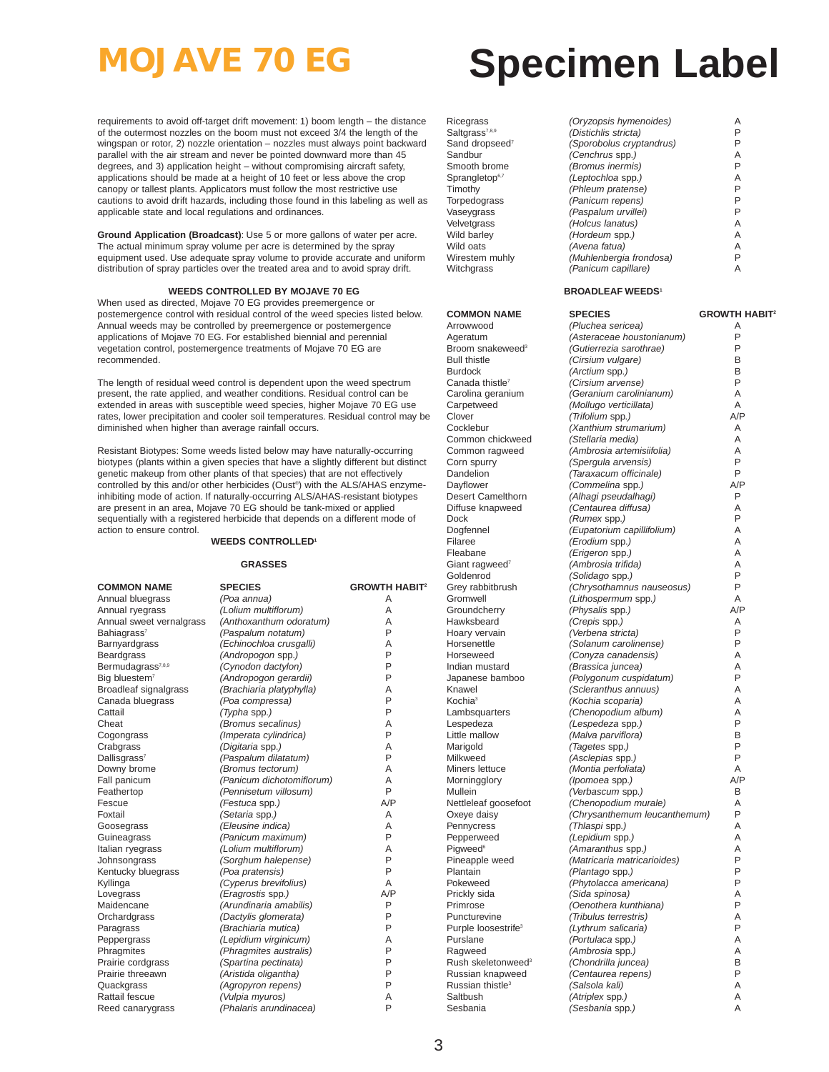requirements to avoid off-target drift movement: 1) boom length – the distance of the outermost nozzles on the boom must not exceed 3/4 the length of the wingspan or rotor, 2) nozzle orientation – nozzles must always point backward parallel with the air stream and never be pointed downward more than 45 degrees, and 3) application height – without compromising aircraft safety, applications should be made at a height of 10 feet or less above the crop canopy or tallest plants. Applicators must follow the most restrictive use cautions to avoid drift hazards, including those found in this labeling as well as applicable state and local regulations and ordinances.

**Ground Application (Broadcast)**: Use 5 or more gallons of water per acre. The actual minimum spray volume per acre is determined by the spray equipment used. Use adequate spray volume to provide accurate and uniform distribution of spray particles over the treated area and to avoid spray drift.

### WEEDS CONTROLLED BY MOJAVE 70 EG

When used as directed, Mojave 70 EG provides preemergence or postemergence control with residual control of the weed species listed below. Annual weeds may be controlled by preemergence or postemergence applications of Mojave 70 EG. For established biennial and perennial vegetation control, postemergence treatments of Mojave 70 EG are recommended.

The length of residual weed control is dependent upon the weed spectrum present, the rate applied, and weather conditions. Residual control can be extended in areas with susceptible weed species, higher Mojave 70 EG use rates, lower precipitation and cooler soil temperatures. Residual control may be diminished when higher than average rainfall occurs.

Resistant Biotypes: Some weeds listed below may have naturally-occurring biotypes (plants within a given species that have a slightly different but distinct genetic makeup from other plants of that species) that are not effectively controlled by this and/or other herbicides (Oust®) with the ALS/AHAS enzyme-inhibiting mode of action. If naturally-occurring ALS/AHAS-resistant biotypes are present in an area, Mojave 70 EG should be tank-mixed or applied sequentially with a registered herbicide that depends on a different mode of action to ensure control.

### WEEDS CONTROLLED[1]

#### GRASSES

| COMMON NAME | SPECIES | GROWTH HABIT[2] |
|---|---|---|
| Annual bluegrass | *(Poa annua)* | A |
| Annual ryegrass | *(Lolium multiflorum)* | A |
| Annual sweet vernalgrass | *(Anthoxanthum odoratum)* | A |
| Bahiagrass[7] | *(Paspalum notatum)* | P |
| Barnyardgrass | *(Echinochloa crusgalli)* | A |
| Beardgrass | *(Andropogon spp.)* | P |
| Bermudagrass[7,8,9] | *(Cynodon dactylon)* | P |
| Big bluestem[7] | *(Andropogon gerardii)* | P |
| Broadleaf signalgrass | *(Brachiaria platyphylla)* | A |
| Canada bluegrass | *(Poa compressa)* | P |
| Cattail | *(Typha spp.)* | P |
| Cheat | *(Bromus secalinus)* | A |
| Cogongrass | *(Imperata cylindrica)* | P |
| Crabgrass | *(Digitaria spp.)* | A |
| Dallisgrass[7] | *(Paspalum dilatatum)* | P |
| Downy brome | *(Bromus tectorum)* | A |
| Fall panicum | *(Panicum dichotomiflorum)* | A |
| Feathertop | *(Pennisetum villosum)* | P |
| Fescue | *(Festuca spp.)* | A/P |
| Foxtail | *(Setaria spp.)* | A |
| Goosegrass | *(Eleusine indica)* | A |
| Guineagrass | *(Panicum maximum)* | P |
| Italian ryegrass | *(Lolium multiflorum)* | A |
| Johnsongrass | *(Sorghum halepense)* | P |
| Kentucky bluegrass | *(Poa pratensis)* | P |
| Kyllinga | *(Cyperus brevifolius)* | A |
| Lovegrass | *(Eragrostis spp.)* | A/P |
| Maidencane | *(Arundinaria amabilis)* | P |
| Orchardgrass | *(Dactylis glomerata)* | P |
| Paragrass | *(Brachiaria mutica)* | P |
| Peppergrass | *(Lepidium virginicum)* | A |
| Phragmites | *(Phragmites australis)* | P |
| Prairie cordgrass | *(Spartina pectinata)* | P |
| Prairie threeawn | *(Aristida oligantha)* | P |
| Quackgrass | *(Agropyron repens)* | P |
| Rattail fescue | *(Vulpia myuros)* | A |
| Reed canarygrass | *(Phalaris arundinacea)* | P |
| Ricegrass | *(Oryzopsis hymenoides)* | A |
| Saltgrass[7,8,9] | *(Distichlis stricta)* | P |
| Sand dropseed[7] | *(Sporobolus cryptandrus)* | P |
| Sandbur | *(Cenchrus spp.)* | A |
| Smooth brome | *(Bromus inermis)* | P |
| Sprangletop[6,7] | *(Leptochloa spp.)* | A |
| Timothy | *(Phleum pratense)* | P |
| Torpedograss | *(Panicum repens)* | P |
| Vaseygrass | *(Paspalum urvillei)* | P |
| Velvetgrass | *(Holcus lanatus)* | A |
| Wild barley | *(Hordeum spp.)* | A |
| Wild oats | *(Avena fatua)* | A |
| Wirestem muhly | *(Muhlenbergia frondosa)* | P |
| Witchgrass | *(Panicum capillare)* | A |

#### BROADLEAF WEEDS[1]

| COMMON NAME | SPECIES | GROWTH HABIT[2] |
|---|---|---|
| Arrowwood | *(Pluchea sericea)* | A |
| Ageratum | *(Asteraceae houstonianum)* | P |
| Broom snakeweed[3] | *(Gutierrezia sarothrae)* | P |
| Bull thistle | *(Cirsium vulgare)* | B |
| Burdock | *(Arctium spp.)* | B |
| Canada thistle[7] | *(Cirsium arvense)* | P |
| Carolina geranium | *(Geranium carolinianum)* | A |
| Carpetweed | *(Mollugo verticillata)* | A |
| Clover | *(Trifolium spp.)* | A/P |
| Cocklebur | *(Xanthium strumarium)* | A |
| Common chickweed | *(Stellaria media)* | A |
| Common ragweed | *(Ambrosia artemisiifolia)* | A |
| Corn spurry | *(Spergula arvensis)* | P |
| Dandelion | *(Taraxacum officinale)* | P |
| Dayflower | *(Commelina spp.)* | A/P |
| Desert Camelthorn | *(Alhagi pseudalhagi)* | P |
| Diffuse knapweed | *(Centaurea diffusa)* | A |
| Dock | *(Rumex spp.)* | P |
| Dogfennel | *(Eupatorium capillifolium)* | A |
| Filaree | *(Erodium spp.)* | A |
| Fleabane | *(Erigeron spp.)* | A |
| Giant ragweed[7] | *(Ambrosia trifida)* | A |
| Goldenrod | *(Solidago spp.)* | P |
| Grey rabbitbrush | *(Chrysothamnus nauseosus)* | P |
| Gromwell | *(Lithospermum spp.)* | A |
| Groundcherry | *(Physalis spp.)* | A/P |
| Hawksbeard | *(Crepis spp.)* | A |
| Hoary vervain | *(Verbena stricta)* | P |
| Horsenettle | *(Solanum carolinense)* | P |
| Horseweed | *(Conyza canadensis)* | A |
| Indian mustard | *(Brassica juncea)* | A |
| Japanese bamboo | *(Polygonum cuspidatum)* | P |
| Knawel | *(Scleranthus annuus)* | A |
| Kochia[3] | *(Kochia scoparia)* | A |
| Lambsquarters | *(Chenopodium album)* | A |
| Lespedeza | *(Lespedeza spp.)* | P |
| Little mallow | *(Malva parviflora)* | B |
| Marigold | *(Tagetes spp.)* | P |
| Milkweed | *(Asclepias spp.)* | P |
| Miners lettuce | *(Montia perfoliata)* | A |
| Morningglory | *(Ipomoea spp.)* | A/P |
| Mullein | *(Verbascum spp.)* | B |
| Nettleleaf goosefoot | *(Chenopodium murale)* | A |
| Oxeye daisy | *(Chrysanthemum leucanthemum)* | P |
| Pennycress | *(Thlaspi spp.)* | A |
| Pepperweed | *(Lepidium spp.)* | A |
| Pigweed[6] | *(Amaranthus spp.)* | A |
| Pineapple weed | *(Matricaria matricarioides)* | P |
| Plantain | *(Plantago spp.)* | P |
| Pokeweed | *(Phytolacca americana)* | P |
| Prickly sida | *(Sida spinosa)* | A |
| Primrose | *(Oenothera kunthiana)* | P |
| Puncturevine | *(Tribulus terrestris)* | A |
| Purple loosestrife[3] | *(Lythrum salicaria)* | P |
| Purslane | *(Portulaca spp.)* | A |
| Ragweed | *(Ambrosia spp.)* | A |
| Rush skeletonweed[3] | *(Chondrilla juncea)* | B |
| Russian knapweed | *(Centaurea repens)* | P |
| Russian thistle[3] | *(Salsola kali)* | A |
| Saltbush | *(Atriplex spp.)* | A |
| Sesbania | *(Sesbania spp.)* | A |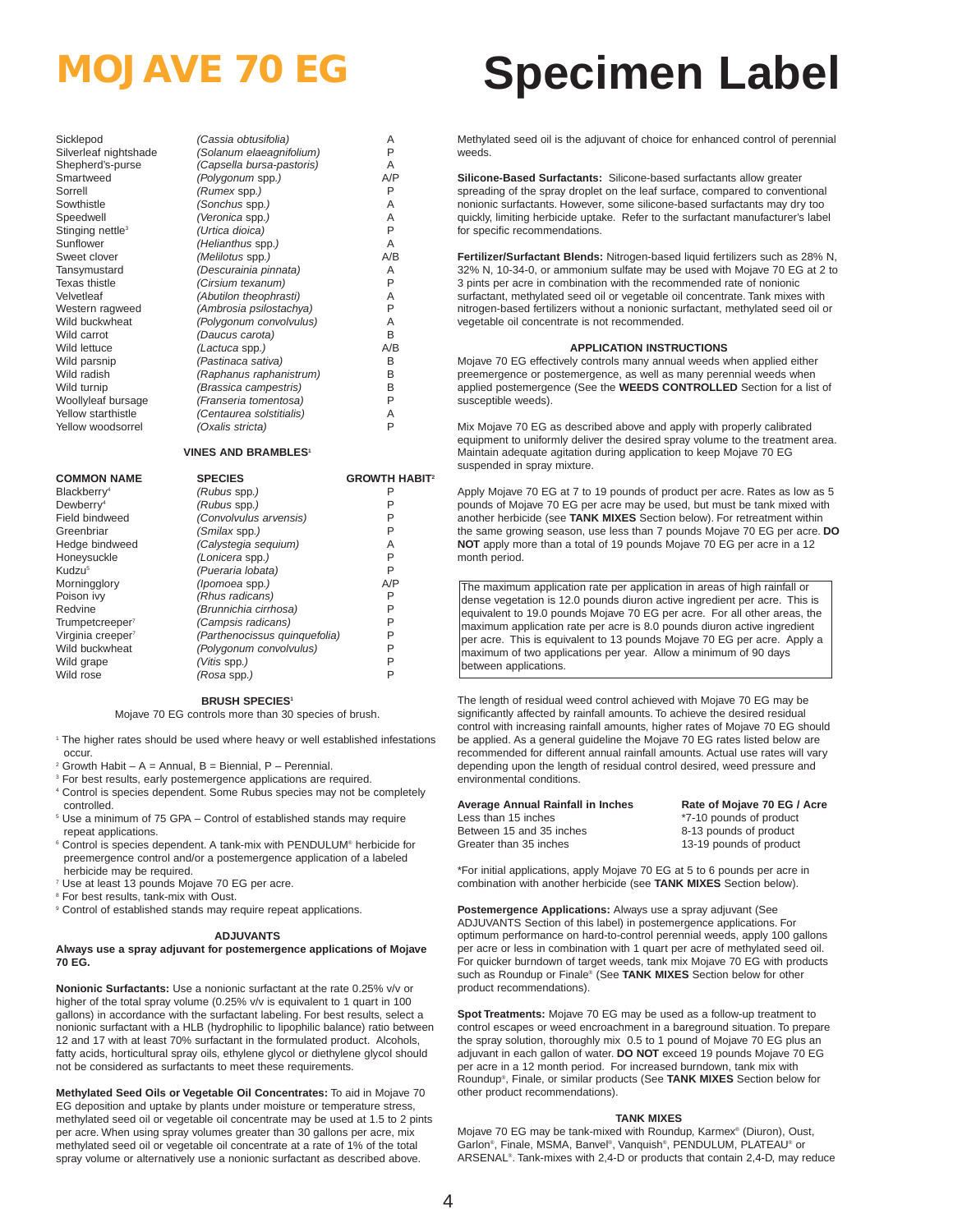# MOJAVE 70 EG

# Specimen Label

| | | |
|---|---|---|
| Sicklepod | *(Cassia obtusifolia)* | A |
| Silverleaf nightshade | *(Solanum elaeagnifolium)* | P |
| Shepherd's-purse | *(Capsella bursa-pastoris)* | A |
| Smartweed | *(Polygonum spp.)* | A/P |
| Sorrell | *(Rumex spp.)* | P |
| Sowthistle | *(Sonchus spp.)* | A |
| Speedwell | *(Veronica spp.)* | A |
| Stinging nettle[3] | *(Urtica dioica)* | P |
| Sunflower | *(Helianthus spp.)* | A |
| Sweet clover | *(Melilotus spp.)* | A/B |
| Tansymustard | *(Descurainia pinnata)* | A |
| Texas thistle | *(Cirsium texanum)* | P |
| Velvetleaf | *(Abutilon theophrasti)* | A |
| Western ragweed | *(Ambrosia psilostachya)* | P |
| Wild buckwheat | *(Polygonum convolvulus)* | A |
| Wild carrot | *(Daucus carota)* | B |
| Wild lettuce | *(Lactuca spp.)* | A/B |
| Wild parsnip | *(Pastinaca sativa)* | B |
| Wild radish | *(Raphanus raphanistrum)* | B |
| Wild turnip | *(Brassica campestris)* | B |
| Woollyleaf bursage | *(Fransería tomentosa)* | P |
| Yellow starthistle | *(Centaurea solstitialis)* | A |
| Yellow woodsorrel | *(Oxalis stricta)* | P |

**VINES AND BRAMBLES[1]**

| COMMON NAME | SPECIES | GROWTH HABIT[2] |
|---|---|---|
| Blackberry[4] | *(Rubus spp.)* | P |
| Dewberry[4] | *(Rubus spp.)* | P |
| Field bindweed | *(Convolvulus arvensis)* | P |
| Greenbriar | *(Smilax spp.)* | P |
| Hedge bindweed | *(Calystegia sequium)* | A |
| Honeysuckle | *(Lonicera spp.)* | P |
| Kudzu[5] | *(Pueraria lobata)* | P |
| Morningglory | *(Ipomoea spp.)* | A/P |
| Poison ivy | *(Rhus radicans)* | P |
| Redvine | *(Brunnichia cirrhosa)* | P |
| Trumpetcreeper[7] | *(Campsis radicans)* | P |
| Virginia creeper[7] | *(Parthenocissus quinquefolia)* | P |
| Wild buckwheat | *(Polygonum convolvulus)* | P |
| Wild grape | *(Vitis spp.)* | P |
| Wild rose | *(Rosa spp.)* | P |

**BRUSH SPECIES[1]**

Mojave 70 EG controls more than 30 species of brush.

[1] The higher rates should be used where heavy or well established infestations occur.
[2] Growth Habit – A = Annual, B = Biennial, P – Perennial.
[3] For best results, early postemergence applications are required.
[4] Control is species dependent. Some Rubus species may not be completely controlled.
[5] Use a minimum of 75 GPA – Control of established stands may require repeat applications.
[6] Control is species dependent. A tank-mix with PENDULUM® herbicide for preemergence control and/or a postemergence application of a labeled herbicide may be required.
[7] Use at least 13 pounds Mojave 70 EG per acre.
[8] For best results, tank-mix with Oust.
[9] Control of established stands may require repeat applications.

### ADJUVANTS

**Always use a spray adjuvant for postemergence applications of Mojave 70 EG.**

**Nonionic Surfactants:** Use a nonionic surfactant at the rate 0.25% v/v or higher of the total spray volume (0.25% v/v is equivalent to 1 quart in 100 gallons) in accordance with the surfactant labeling. For best results, select a nonionic surfactant with a HLB (hydrophilic to lipophilic balance) ratio between 12 and 17 with at least 70% surfactant in the formulated product. Alcohols, fatty acids, horticultural spray oils, ethylene glycol or diethylene glycol should not be considered as surfactants to meet these requirements.

**Methylated Seed Oils or Vegetable Oil Concentrates:** To aid in Mojave 70 EG deposition and uptake by plants under moisture or temperature stress, methylated seed oil or vegetable oil concentrate may be used at 1.5 to 2 pints per acre. When using spray volumes greater than 30 gallons per acre, mix methylated seed oil or vegetable oil concentrate at a rate of 1% of the total spray volume or alternatively use a nonionic surfactant as described above. Methylated seed oil is the adjuvant of choice for enhanced control of perennial weeds.

**Silicone-Based Surfactants:** Silicone-based surfactants allow greater spreading of the spray droplet on the leaf surface, compared to conventional nonionic surfactants. However, some silicone-based surfactants may dry too quickly, limiting herbicide uptake. Refer to the surfactant manufacturer's label for specific recommendations.

**Fertilizer/Surfactant Blends:** Nitrogen-based liquid fertilizers such as 28% N, 32% N, 10-34-0, or ammonium sulfate may be used with Mojave 70 EG at 2 to 3 pints per acre in combination with the recommended rate of nonionic surfactant, methylated seed oil or vegetable oil concentrate. Tank mixes with nitrogen-based fertilizers without a nonionic surfactant, methylated seed oil or vegetable oil concentrate is not recommended.

### APPLICATION INSTRUCTIONS

Mojave 70 EG effectively controls many annual weeds when applied either preemergence or postemergence, as well as many perennial weeds when applied postemergence (See the **WEEDS CONTROLLED** Section for a list of susceptible weeds).

Mix Mojave 70 EG as described above and apply with properly calibrated equipment to uniformly deliver the desired spray volume to the treatment area. Maintain adequate agitation during application to keep Mojave 70 EG suspended in spray mixture.

Apply Mojave 70 EG at 7 to 19 pounds of product per acre. Rates as low as 5 pounds of Mojave 70 EG per acre may be used, but must be tank mixed with another herbicide (see **TANK MIXES** Section below). For retreatment within the same growing season, use less than 7 pounds Mojave 70 EG per acre. **DO NOT** apply more than a total of 19 pounds Mojave 70 EG per acre in a 12 month period.

> The maximum application rate per application in areas of high rainfall or dense vegetation is 12.0 pounds diuron active ingredient per acre. This is equivalent to 19.0 pounds Mojave 70 EG per acre. For all other areas, the maximum application rate per acre is 8.0 pounds diuron active ingredient per acre. This is equivalent to 13 pounds Mojave 70 EG per acre. Apply a maximum of two applications per year. Allow a minimum of 90 days between applications.

The length of residual weed control achieved with Mojave 70 EG may be significantly affected by rainfall amounts. To achieve the desired residual control with increasing rainfall amounts, higher rates of Mojave 70 EG should be applied. As a general guideline the Mojave 70 EG rates listed below are recommended for different annual rainfall amounts. Actual use rates will vary depending upon the length of residual control desired, weed pressure and environmental conditions.

| Average Annual Rainfall in Inches | Rate of Mojave 70 EG / Acre |
|---|---|
| Less than 15 inches | *7-10 pounds of product |
| Between 15 and 35 inches | 8-13 pounds of product |
| Greater than 35 inches | 13-19 pounds of product |

*For initial applications, apply Mojave 70 EG at 5 to 6 pounds per acre in combination with another herbicide (see **TANK MIXES** Section below).

**Postemergence Applications:** Always use a spray adjuvant (See ADJUVANTS Section of this label) in postemergence applications. For optimum performance on hard-to-control perennial weeds, apply 100 gallons per acre or less in combination with 1 quart per acre of methylated seed oil. For quicker burndown of target weeds, tank mix Mojave 70 EG with products such as Roundup or Finale® (See **TANK MIXES** Section below for other product recommendations).

**Spot Treatments:** Mojave 70 EG may be used as a follow-up treatment to control escapes or weed encroachment in a bareground situation. To prepare the spray solution, thoroughly mix 0.5 to 1 pound of Mojave 70 EG plus an adjuvant in each gallon of water. **DO NOT** exceed 19 pounds Mojave 70 EG per acre in a 12 month period. For increased burndown, tank mix with Roundup®, Finale, or similar products (See **TANK MIXES** Section below for other product recommendations).

### TANK MIXES

Mojave 70 EG may be tank-mixed with Roundup, Karmex® (Diuron), Oust, Garlon®, Finale, MSMA, Banvel®, Vanquish®, PENDULUM, PLATEAU® or ARSENAL®. Tank-mixes with 2,4-D or products that contain 2,4-D, may reduce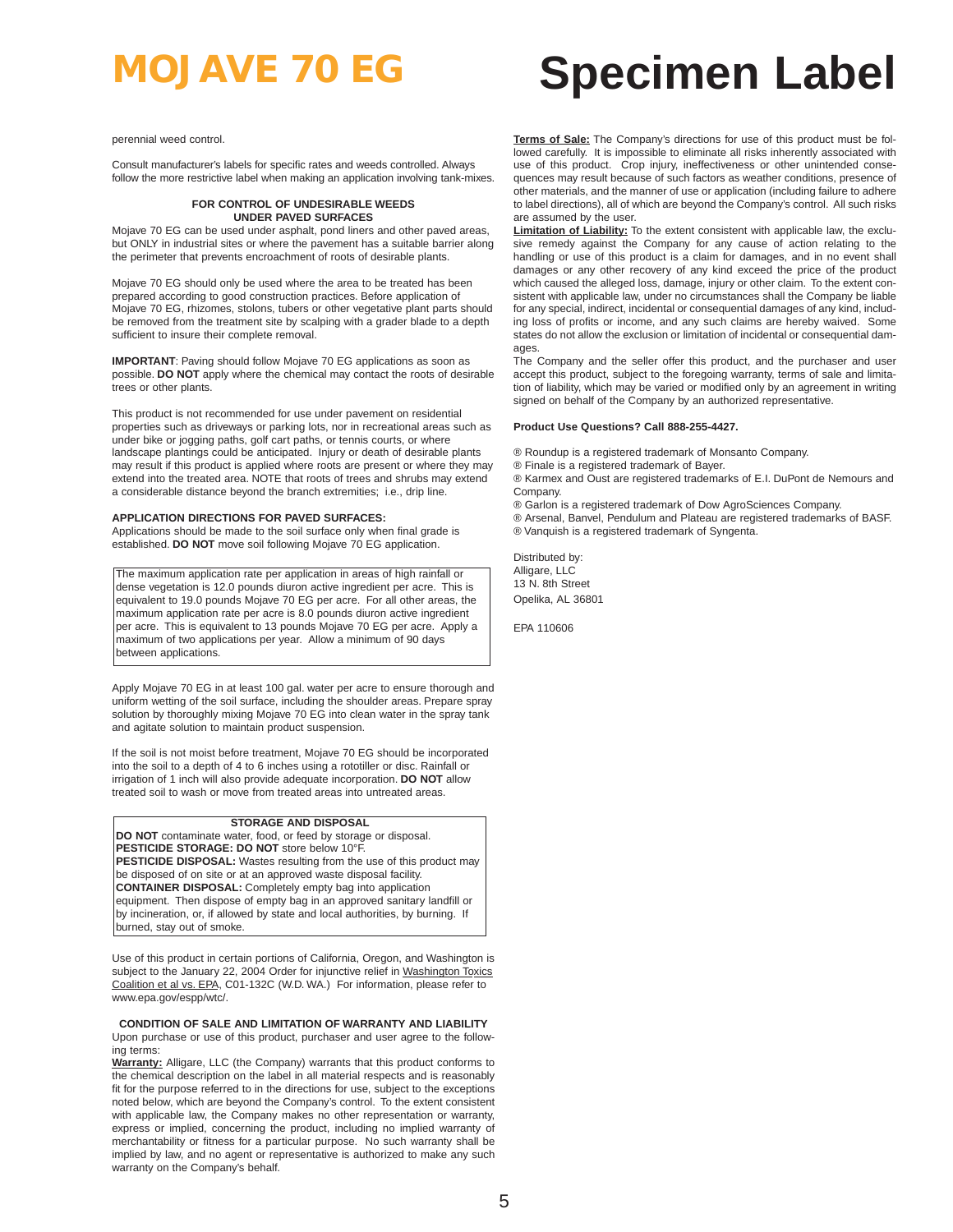perennial weed control.

Consult manufacturer's labels for specific rates and weeds controlled. Always follow the more restrictive label when making an application involving tank-mixes.

### FOR CONTROL OF UNDESIRABLE WEEDS UNDER PAVED SURFACES

Mojave 70 EG can be used under asphalt, pond liners and other paved areas, but ONLY in industrial sites or where the pavement has a suitable barrier along the perimeter that prevents encroachment of roots of desirable plants.

Mojave 70 EG should only be used where the area to be treated has been prepared according to good construction practices. Before application of Mojave 70 EG, rhizomes, stolons, tubers or other vegetative plant parts should be removed from the treatment site by scalping with a grader blade to a depth sufficient to insure their complete removal.

**IMPORTANT**: Paving should follow Mojave 70 EG applications as soon as possible. **DO NOT** apply where the chemical may contact the roots of desirable trees or other plants.

This product is not recommended for use under pavement on residential properties such as driveways or parking lots, nor in recreational areas such as under bike or jogging paths, golf cart paths, or tennis courts, or where landscape plantings could be anticipated. Injury or death of desirable plants may result if this product is applied where roots are present or where they may extend into the treated area. NOTE that roots of trees and shrubs may extend a considerable distance beyond the branch extremities; i.e., drip line.

**APPLICATION DIRECTIONS FOR PAVED SURFACES:**
Applications should be made to the soil surface only when final grade is established. **DO NOT** move soil following Mojave 70 EG application.

The maximum application rate per application in areas of high rainfall or dense vegetation is 12.0 pounds diuron active ingredient per acre. This is equivalent to 19.0 pounds Mojave 70 EG per acre. For all other areas, the maximum application rate per acre is 8.0 pounds diuron active ingredient per acre. This is equivalent to 13 pounds Mojave 70 EG per acre. Apply a maximum of two applications per year. Allow a minimum of 90 days between applications.

Apply Mojave 70 EG in at least 100 gal. water per acre to ensure thorough and uniform wetting of the soil surface, including the shoulder areas. Prepare spray solution by thoroughly mixing Mojave 70 EG into clean water in the spray tank and agitate solution to maintain product suspension.

If the soil is not moist before treatment, Mojave 70 EG should be incorporated into the soil to a depth of 4 to 6 inches using a rototiller or disc. Rainfall or irrigation of 1 inch will also provide adequate incorporation. **DO NOT** allow treated soil to wash or move from treated areas into untreated areas.

### STORAGE AND DISPOSAL

**DO NOT** contaminate water, food, or feed by storage or disposal.
**PESTICIDE STORAGE: DO NOT** store below 10°F.
**PESTICIDE DISPOSAL:** Wastes resulting from the use of this product may be disposed of on site or at an approved waste disposal facility.
**CONTAINER DISPOSAL:** Completely empty bag into application equipment. Then dispose of empty bag in an approved sanitary landfill or by incineration, or, if allowed by state and local authorities, by burning. If burned, stay out of smoke.

Use of this product in certain portions of California, Oregon, and Washington is subject to the January 22, 2004 Order for injunctive relief in Washington Toxics Coalition et al vs. EPA, C01-132C (W.D. WA.) For information, please refer to www.epa.gov/espp/wtc/.

### CONDITION OF SALE AND LIMITATION OF WARRANTY AND LIABILITY

Upon purchase or use of this product, purchaser and user agree to the following terms:
**Warranty:** Alligare, LLC (the Company) warrants that this product conforms to the chemical description on the label in all material respects and is reasonably fit for the purpose referred to in the directions for use, subject to the exceptions noted below, which are beyond the Company's control. To the extent consistent with applicable law, the Company makes no other representation or warranty, express or implied, concerning the product, including no implied warranty of merchantability or fitness for a particular purpose. No such warranty shall be implied by law, and no agent or representative is authorized to make any such warranty on the Company's behalf.

**Terms of Sale:** The Company's directions for use of this product must be followed carefully. It is impossible to eliminate all risks inherently associated with use of this product. Crop injury, ineffectiveness or other unintended consequences may result because of such factors as weather conditions, presence of other materials, and the manner of use or application (including failure to adhere to label directions), all of which are beyond the Company's control. All such risks are assumed by the user.
**Limitation of Liability:** To the extent consistent with applicable law, the exclusive remedy against the Company for any cause of action relating to the handling or use of this product is a claim for damages, and in no event shall damages or any other recovery of any kind exceed the price of the product which caused the alleged loss, damage, injury or other claim. To the extent consistent with applicable law, under no circumstances shall the Company be liable for any special, indirect, incidental or consequential damages of any kind, including loss of profits or income, and any such claims are hereby waived. Some states do not allow the exclusion or limitation of incidental or consequential damages.
The Company and the seller offer this product, and the purchaser and user accept this product, subject to the foregoing warranty, terms of sale and limitation of liability, which may be varied or modified only by an agreement in writing signed on behalf of the Company by an authorized representative.

**Product Use Questions? Call 888-255-4427.**

® Roundup is a registered trademark of Monsanto Company.
® Finale is a registered trademark of Bayer.
® Karmex and Oust are registered trademarks of E.I. DuPont de Nemours and Company.
® Garlon is a registered trademark of Dow AgroSciences Company.
® Arsenal, Banvel, Pendulum and Plateau are registered trademarks of BASF.
® Vanquish is a registered trademark of Syngenta.

Distributed by:
Alligare, LLC
13 N. 8th Street
Opelika, AL 36801

EPA 110606